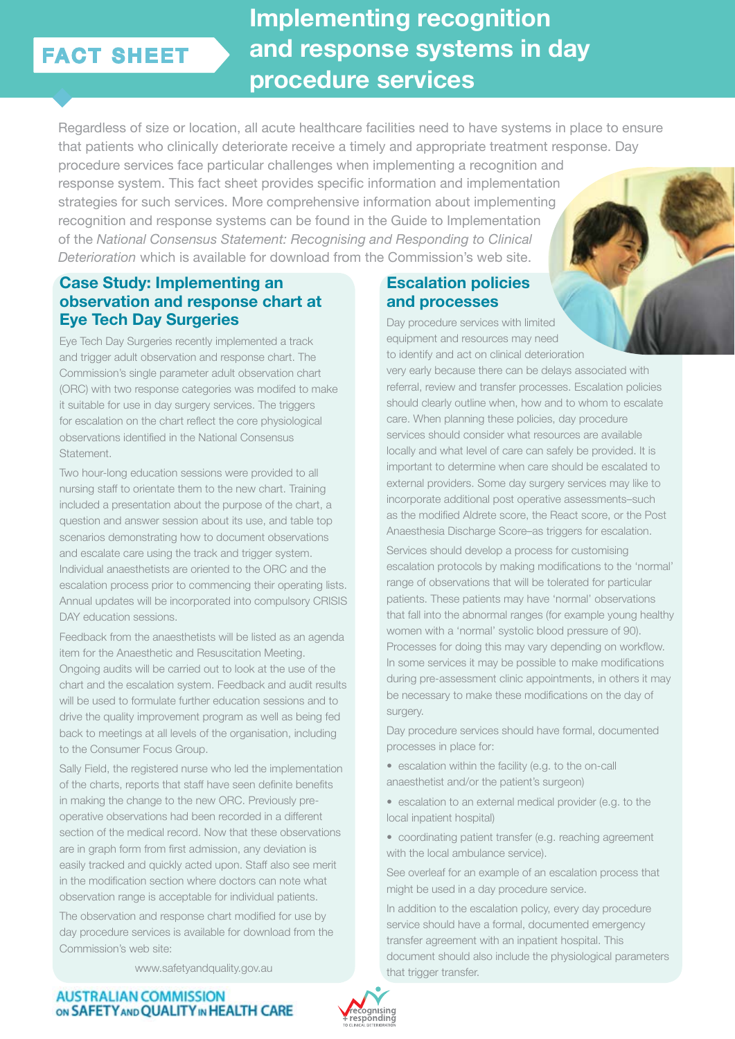FACT SHEET

# Implementing recognition and response systems in day procedure services

Regardless of size or location, all acute healthcare facilities need to have systems in place to ensure that patients who clinically deteriorate receive a timely and appropriate treatment response. Day procedure services face particular challenges when implementing a recognition and response system. This fact sheet provides specific information and implementation strategies for such services. More comprehensive information about implementing recognition and response systems can be found in the Guide to Implementation of the *National Consensus Statement: Recognising and Responding to Clinical Deterioration* which is available for download from the Commission's web site.

## Case Study: Implementing an observation and response chart at Eye Tech Day Surgeries

Eye Tech Day Surgeries recently implemented a track and trigger adult observation and response chart. The Commission's single parameter adult observation chart (ORC) with two response categories was modifed to make it suitable for use in day surgery services. The triggers for escalation on the chart reflect the core physiological observations identified in the National Consensus Statement.

Two hour-long education sessions were provided to all nursing staff to orientate them to the new chart. Training included a presentation about the purpose of the chart, a question and answer session about its use, and table top scenarios demonstrating how to document observations and escalate care using the track and trigger system. Individual anaesthetists are oriented to the ORC and the escalation process prior to commencing their operating lists. Annual updates will be incorporated into compulsory CRISIS DAY education sessions.

Feedback from the anaesthetists will be listed as an agenda item for the Anaesthetic and Resuscitation Meeting. Ongoing audits will be carried out to look at the use of the chart and the escalation system. Feedback and audit results will be used to formulate further education sessions and to drive the quality improvement program as well as being fed back to meetings at all levels of the organisation, including to the Consumer Focus Group.

Sally Field, the registered nurse who led the implementation of the charts, reports that staff have seen definite benefits in making the change to the new ORC. Previously pre-operative observations had been recorded in a different section of the medical record. Now that these observations are in graph form from first admission, any deviation is easily tracked and quickly acted upon. Staff also see merit in the modification section where doctors can note what observation range is acceptable for individual patients.

The observation and response chart modified for use by day procedure services is available for download from the Commission's web site:

www.safetyandquality.gov.au

## Escalation policies and processes

Day procedure services with limited equipment and resources may need to identify and act on clinical deterioration very early because there can be delays associated with referral, review and transfer processes. Escalation policies should clearly outline when, how and to whom to escalate care. When planning these policies, day procedure services should consider what resources are available locally and what level of care can safely be provided. It is important to determine when care should be escalated to external providers. Some day surgery services may like to incorporate additional post operative assessments–such as the modified Aldrete score, the React score, or the Post Anaesthesia Discharge Score–as triggers for escalation.

Services should develop a process for customising escalation protocols by making modifications to the 'normal' range of observations that will be tolerated for particular patients. These patients may have 'normal' observations that fall into the abnormal ranges (for example young healthy women with a 'normal' systolic blood pressure of 90). Processes for doing this may vary depending on workflow. In some services it may be possible to make modifications during pre-assessment clinic appointments, in others it may be necessary to make these modifications on the day of surgery.

Day procedure services should have formal, documented processes in place for:

- escalation within the facility (e.g. to the on-call anaesthetist and/or the patient's surgeon)
- escalation to an external medical provider (e.g. to the local inpatient hospital)
- coordinating patient transfer (e.g. reaching agreement with the local ambulance service).

See overleaf for an example of an escalation process that might be used in a day procedure service.

In addition to the escalation policy, every day procedure service should have a formal, documented emergency transfer agreement with an inpatient hospital. This document should also include the physiological parameters that trigger transfer.

AUSTRALIAN COMMISSION ON SAFETY AND QUALITY IN HEALTH CARE

recognising + responding TO CLINICAL DETERIORATION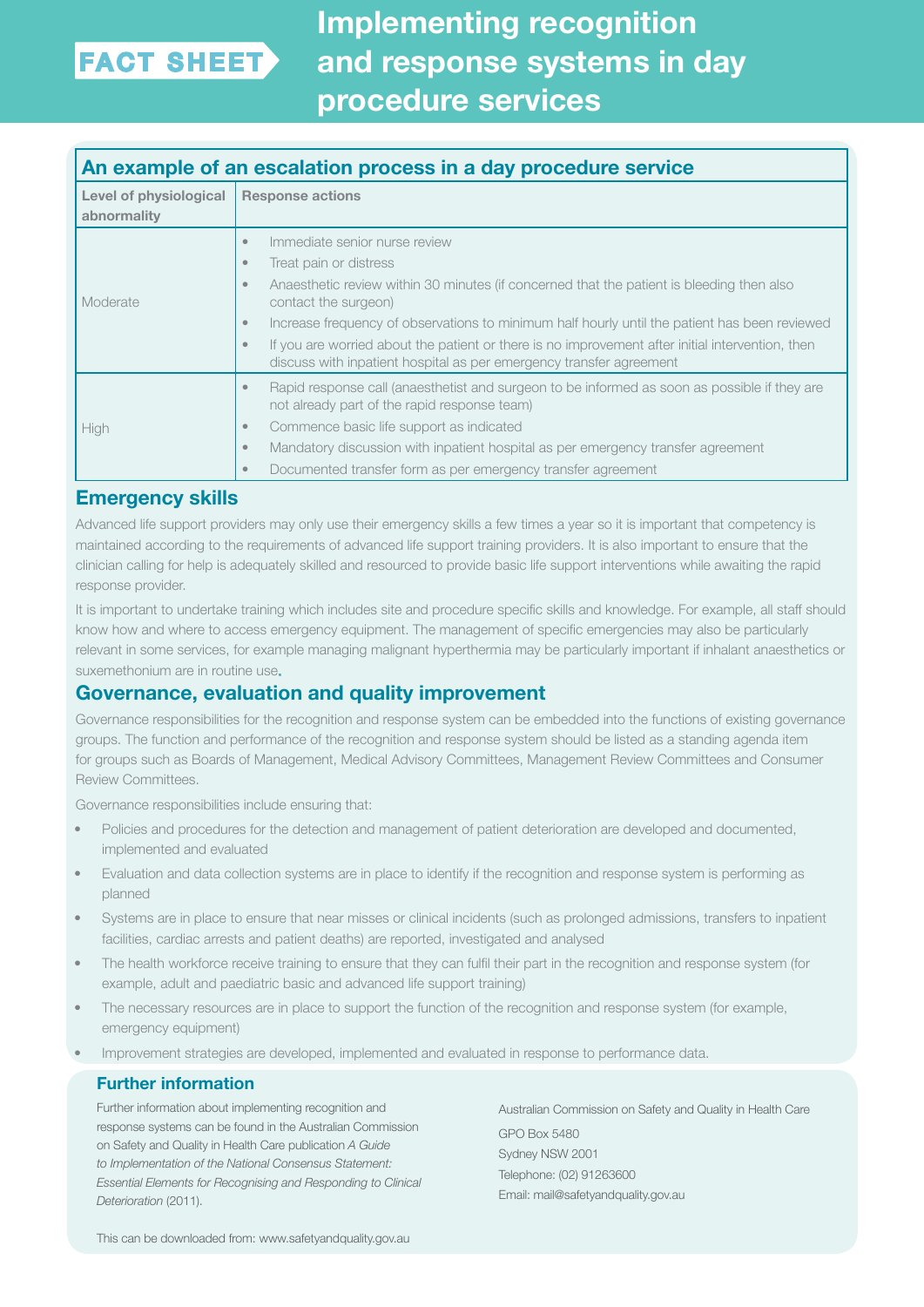# Implementing recognition and response systems in day procedure services

FACT SHEET

## An example of an escalation process in a day procedure service

| Level of physiological abnormality | Response actions |
|---|---|
| Moderate | • Immediate senior nurse review<br>• Treat pain or distress<br>• Anaesthetic review within 30 minutes (if concerned that the patient is bleeding then also contact the surgeon)<br>• Increase frequency of observations to minimum half hourly until the patient has been reviewed<br>• If you are worried about the patient or there is no improvement after initial intervention, then discuss with inpatient hospital as per emergency transfer agreement |
| High | • Rapid response call (anaesthetist and surgeon to be informed as soon as possible if they are not already part of the rapid response team)<br>• Commence basic life support as indicated<br>• Mandatory discussion with inpatient hospital as per emergency transfer agreement<br>• Documented transfer form as per emergency transfer agreement |

## Emergency skills

Advanced life support providers may only use their emergency skills a few times a year so it is important that competency is maintained according to the requirements of advanced life support training providers. It is also important to ensure that the clinician calling for help is adequately skilled and resourced to provide basic life support interventions while awaiting the rapid response provider.

It is important to undertake training which includes site and procedure specific skills and knowledge. For example, all staff should know how and where to access emergency equipment. The management of specific emergencies may also be particularly relevant in some services, for example managing malignant hyperthermia may be particularly important if inhalant anaesthetics or suxemethonium are in routine use.

## Governance, evaluation and quality improvement

Governance responsibilities for the recognition and response system can be embedded into the functions of existing governance groups. The function and performance of the recognition and response system should be listed as a standing agenda item for groups such as Boards of Management, Medical Advisory Committees, Management Review Committees and Consumer Review Committees.

Governance responsibilities include ensuring that:

- Policies and procedures for the detection and management of patient deterioration are developed and documented, implemented and evaluated
- Evaluation and data collection systems are in place to identify if the recognition and response system is performing as planned
- Systems are in place to ensure that near misses or clinical incidents (such as prolonged admissions, transfers to inpatient facilities, cardiac arrests and patient deaths) are reported, investigated and analysed
- The health workforce receive training to ensure that they can fulfil their part in the recognition and response system (for example, adult and paediatric basic and advanced life support training)
- The necessary resources are in place to support the function of the recognition and response system (for example, emergency equipment)
- Improvement strategies are developed, implemented and evaluated in response to performance data.

### Further information

Further information about implementing recognition and response systems can be found in the Australian Commission on Safety and Quality in Health Care publication *A Guide to Implementation of the National Consensus Statement: Essential Elements for Recognising and Responding to Clinical Deterioration* (2011).

This can be downloaded from: www.safetyandquality.gov.au

Australian Commission on Safety and Quality in Health Care
GPO Box 5480
Sydney NSW 2001
Telephone: (02) 91263600
Email: mail@safetyandquality.gov.au